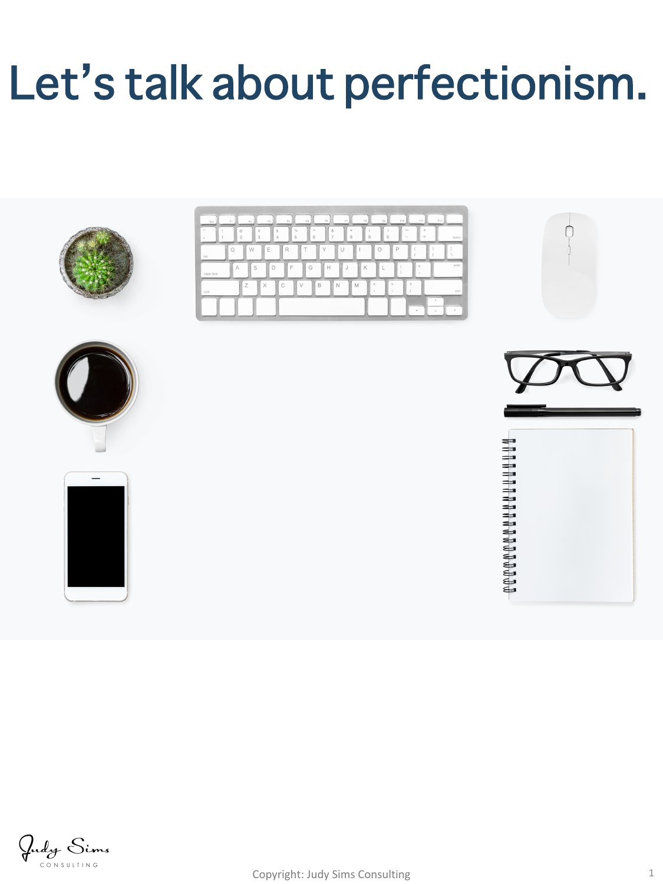# Let's talk about perfectionism.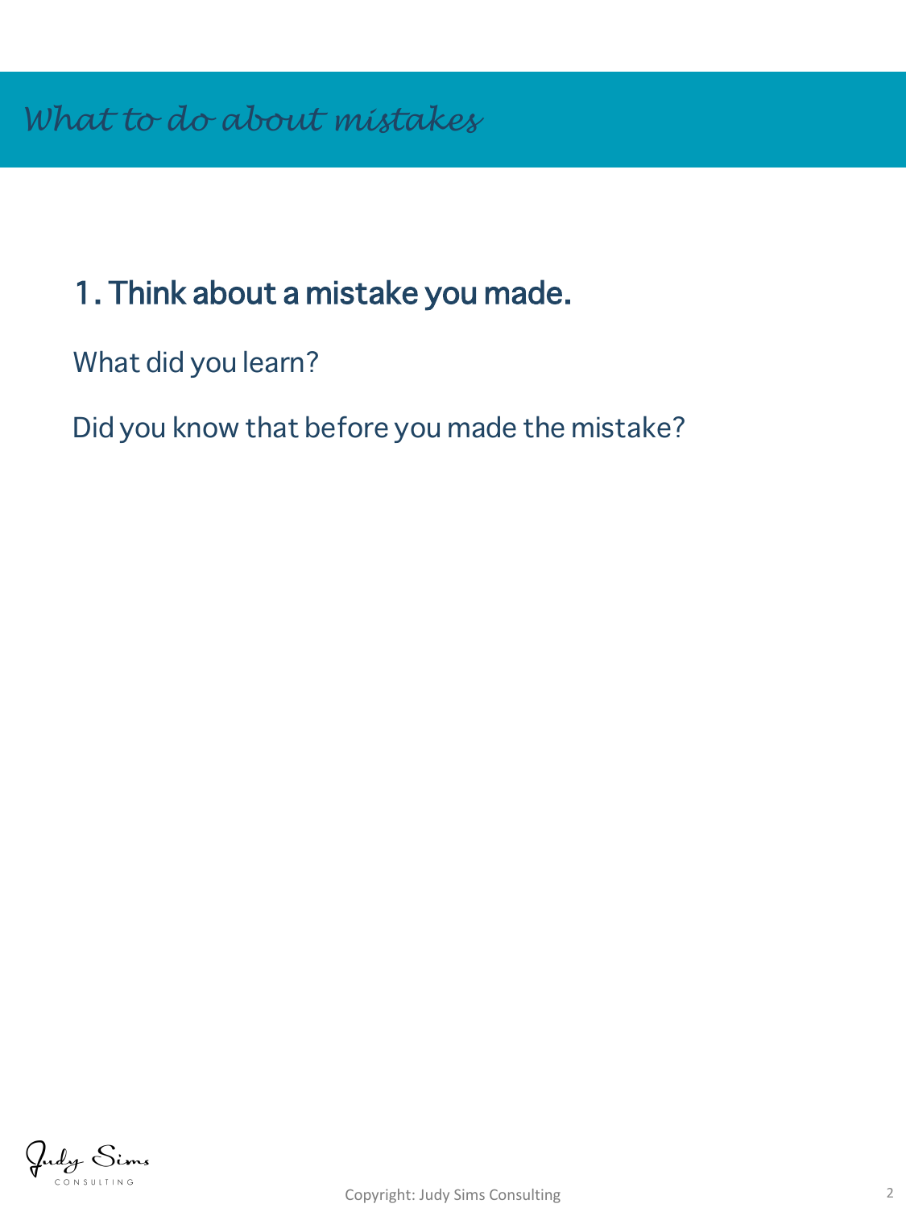# *What to do about mistakes*

## 1. Think about a mistake you made.

What did you learn?

Did you know that before you made the mistake?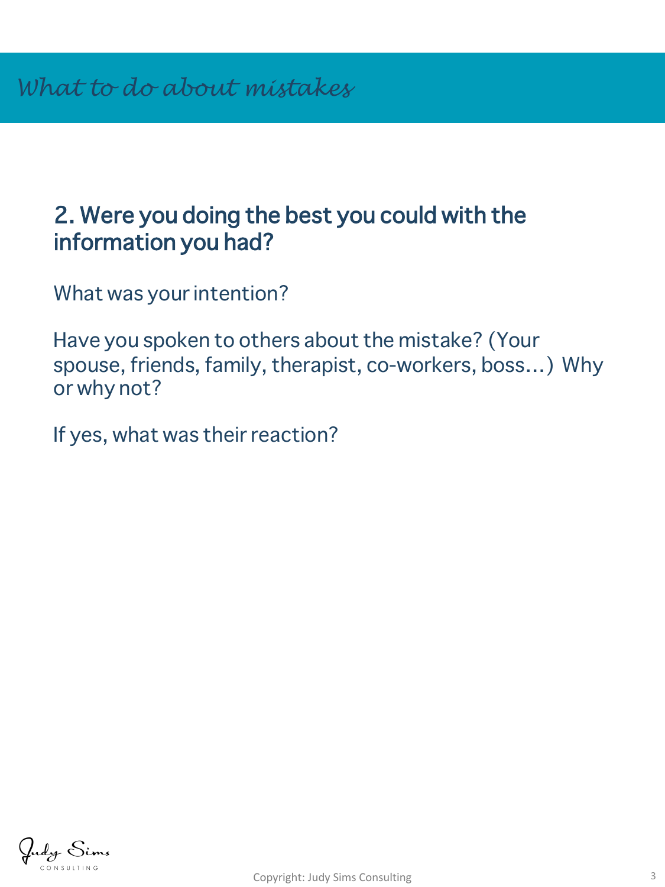# *What to do about mistakes*

## 2. Were you doing the best you could with the information you had?

What was your intention?

Have you spoken to others about the mistake? (Your spouse, friends, family, therapist, co-workers, boss…) Why or why not?

If yes, what was their reaction?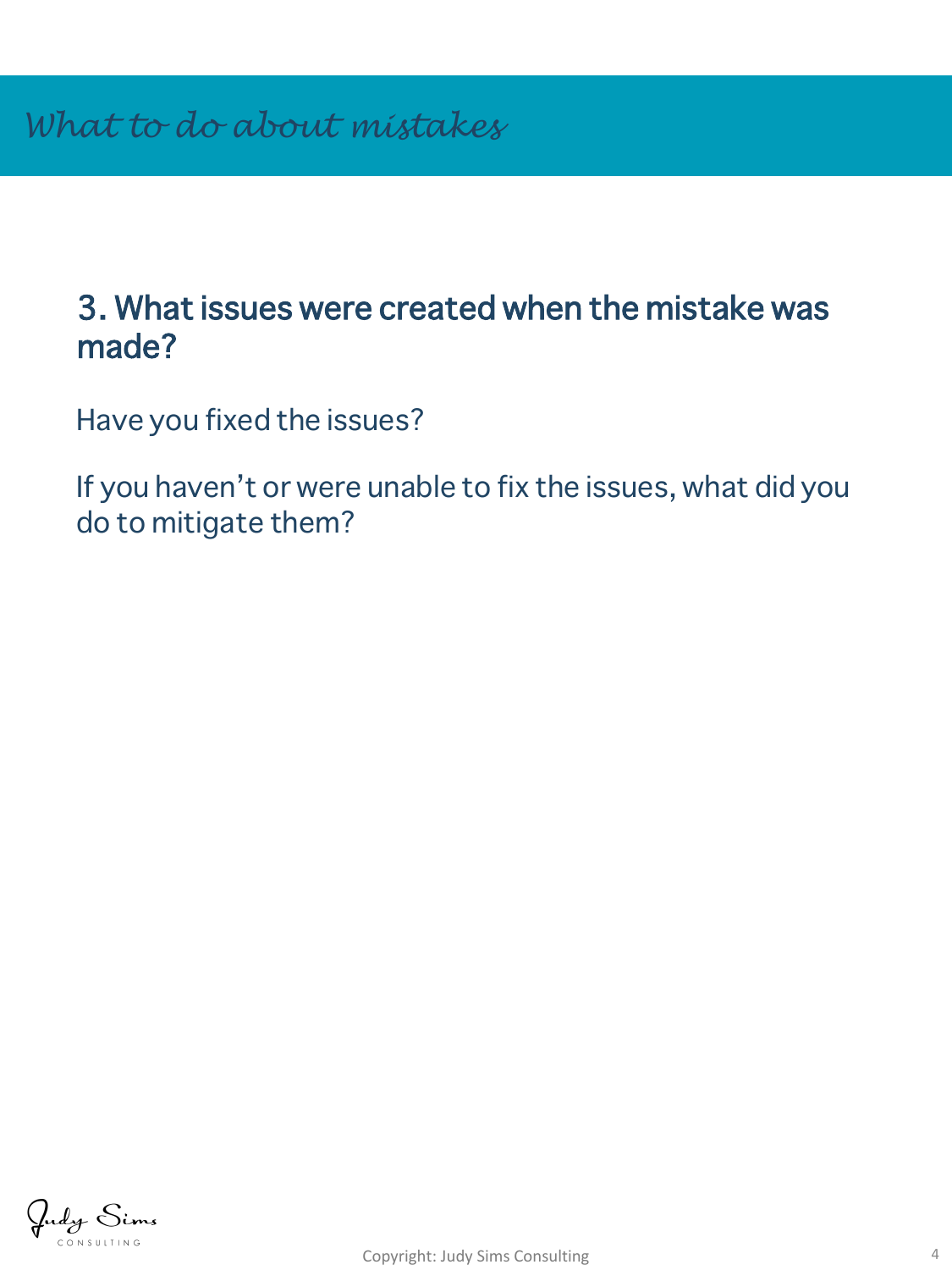# *What to do about mistakes*

## 3. What issues were created when the mistake was made?

Have you fixed the issues?

If you haven't or were unable to fix the issues, what did you do to mitigate them?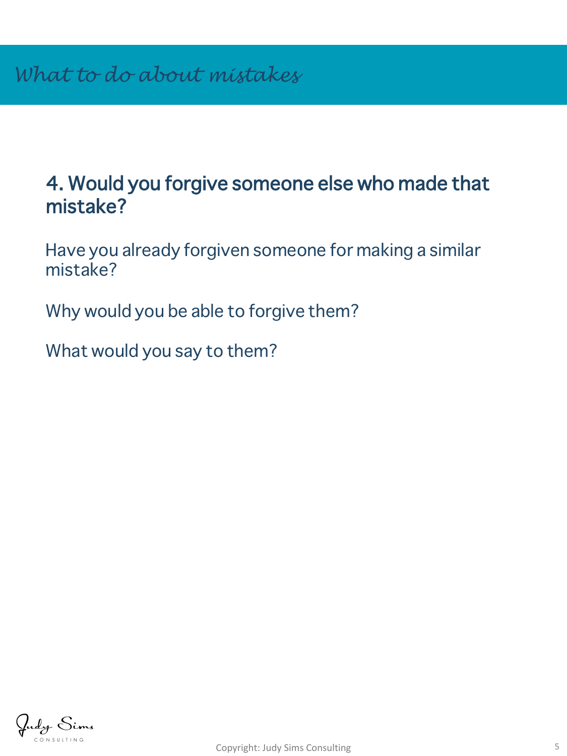*What to do about mistakes*

## 4. Would you forgive someone else who made that mistake?

Have you already forgiven someone for making a similar mistake?

Why would you be able to forgive them?

What would you say to them?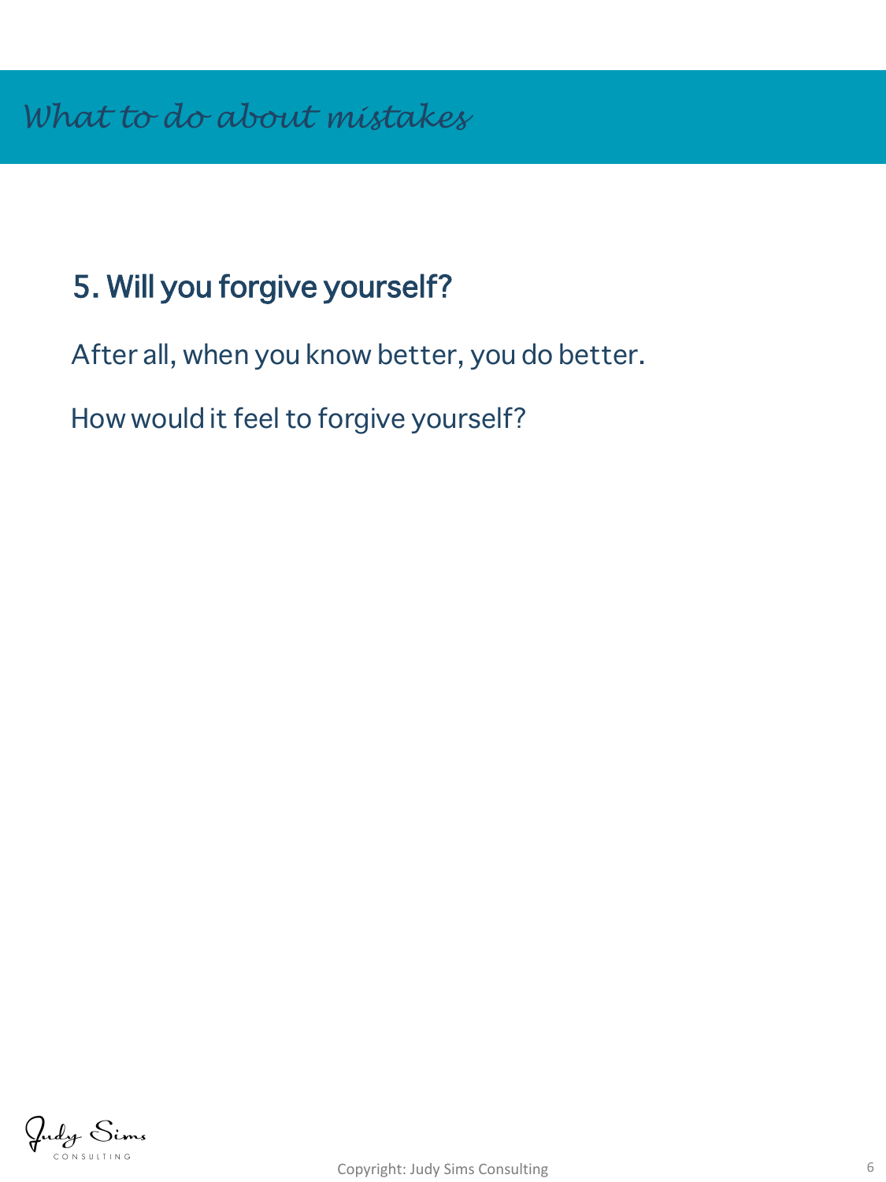# *What to do about mistakes*

## 5. Will you forgive yourself?

After all, when you know better, you do better.

How would it feel to forgive yourself?